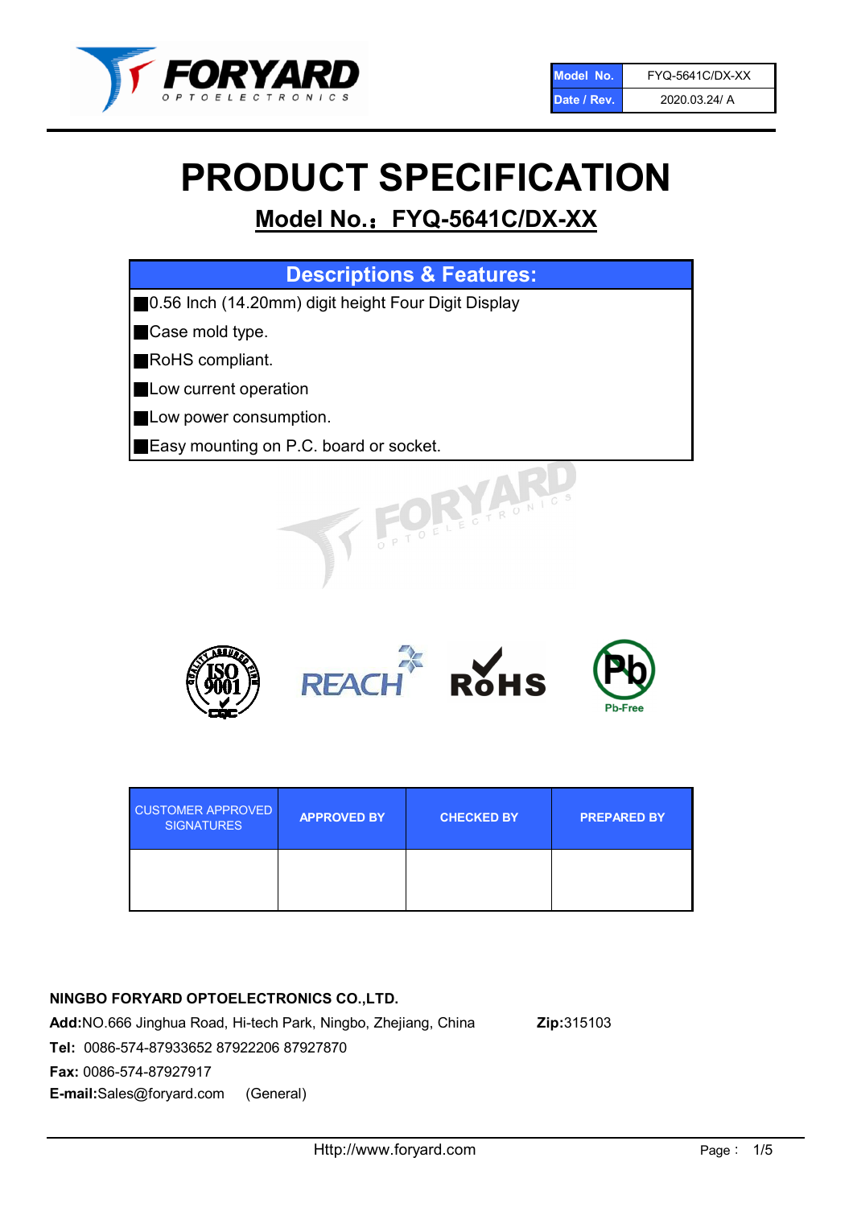| Model No. | FYQ-5641C/DX-XX |
| --- | --- |
| Date / Rev. | 2020.03.24/ A |

# PRODUCT SPECIFICATION

## Model No.：FYQ-5641C/DX-XX

| Descriptions & Features: |
| --- |
| ■0.56 Inch (14.20mm) digit height Four Digit Display |
| ■Case mold type. |
| ■RoHS compliant. |
| ■Low current operation |
| ■Low power consumption. |
| ■Easy mounting on P.C. board or socket. |

| CUSTOMER APPROVED SIGNATURES | APPROVED BY | CHECKED BY | PREPARED BY |
| --- | --- | --- | --- |
| | | | |

**NINGBO FORYARD OPTOELECTRONICS CO.,LTD.**

**Add:**NO.666 Jinghua Road, Hi-tech Park, Ningbo, Zhejiang, China **Zip:**315103

**Tel:** 0086-574-87933652 87922206 87927870

**Fax:** 0086-574-87927917

**E-mail:**Sales@foryard.com (General)

Http://www.foryard.com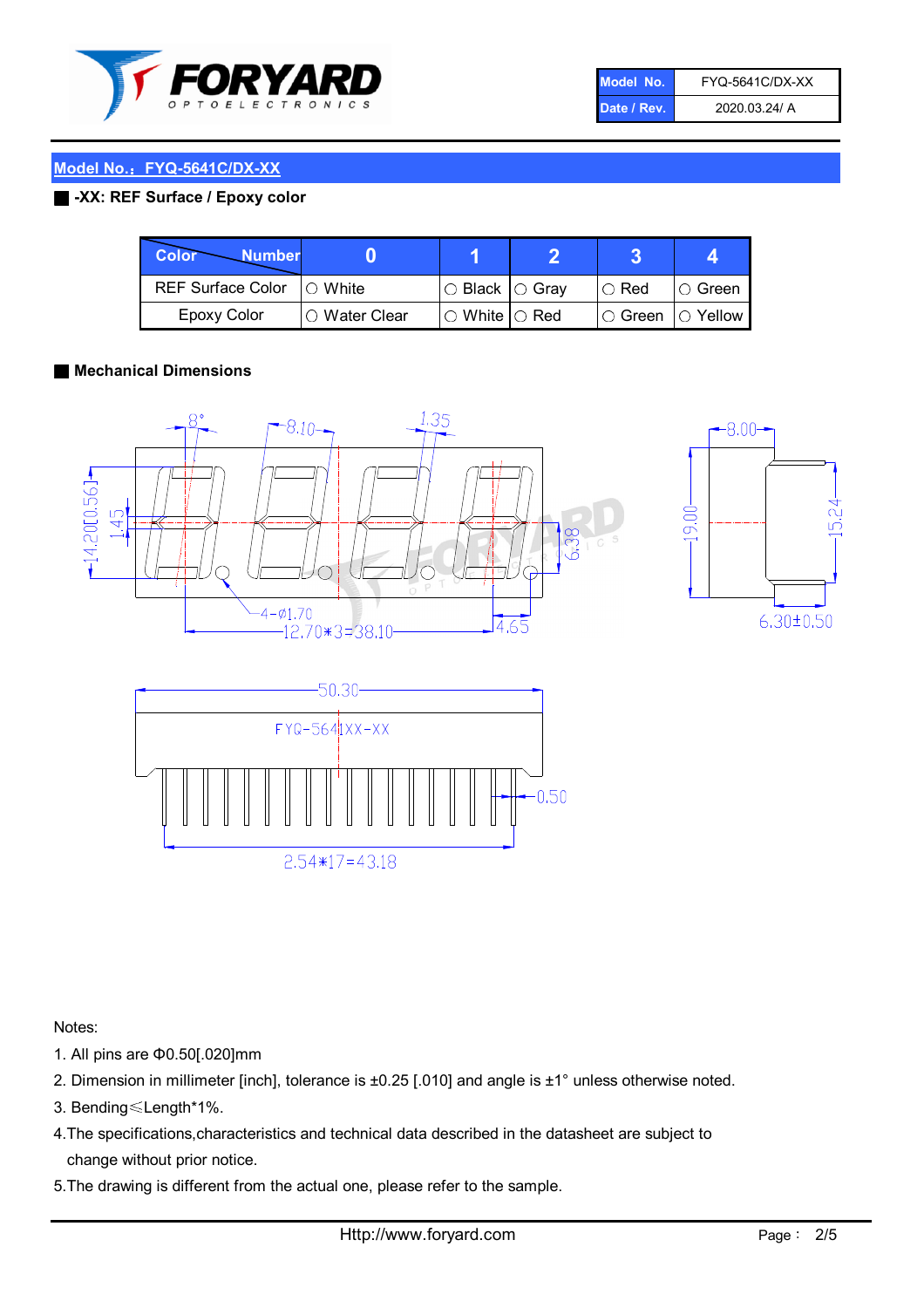| Model No. | FYQ-5641C/DX-XX |
|---|---|
| Date / Rev. | 2020.03.24/ A |

## Model No.：FYQ-5641C/DX-XX

### -XX: REF Surface / Epoxy color

| Color \ Number | 0 | 1 | 2 | 3 | 4 |
|---|---|---|---|---|---|
| REF Surface Color | ○ White | ○ Black | ○ Gray | ○ Red | ○ Green |
| Epoxy Color | ○ Water Clear | ○ White | ○ Red | ○ Green | ○ Yellow |

### Mechanical Dimensions

Notes:

1. All pins are Φ0.50[.020]mm
2. Dimension in millimeter [inch], tolerance is ±0.25 [.010] and angle is ±1° unless otherwise noted.
3. Bending≤Length*1%.
4. The specifications,characteristics and technical data described in the datasheet are subject to change without prior notice.
5. The drawing is different from the actual one, please refer to the sample.

Http://www.foryard.com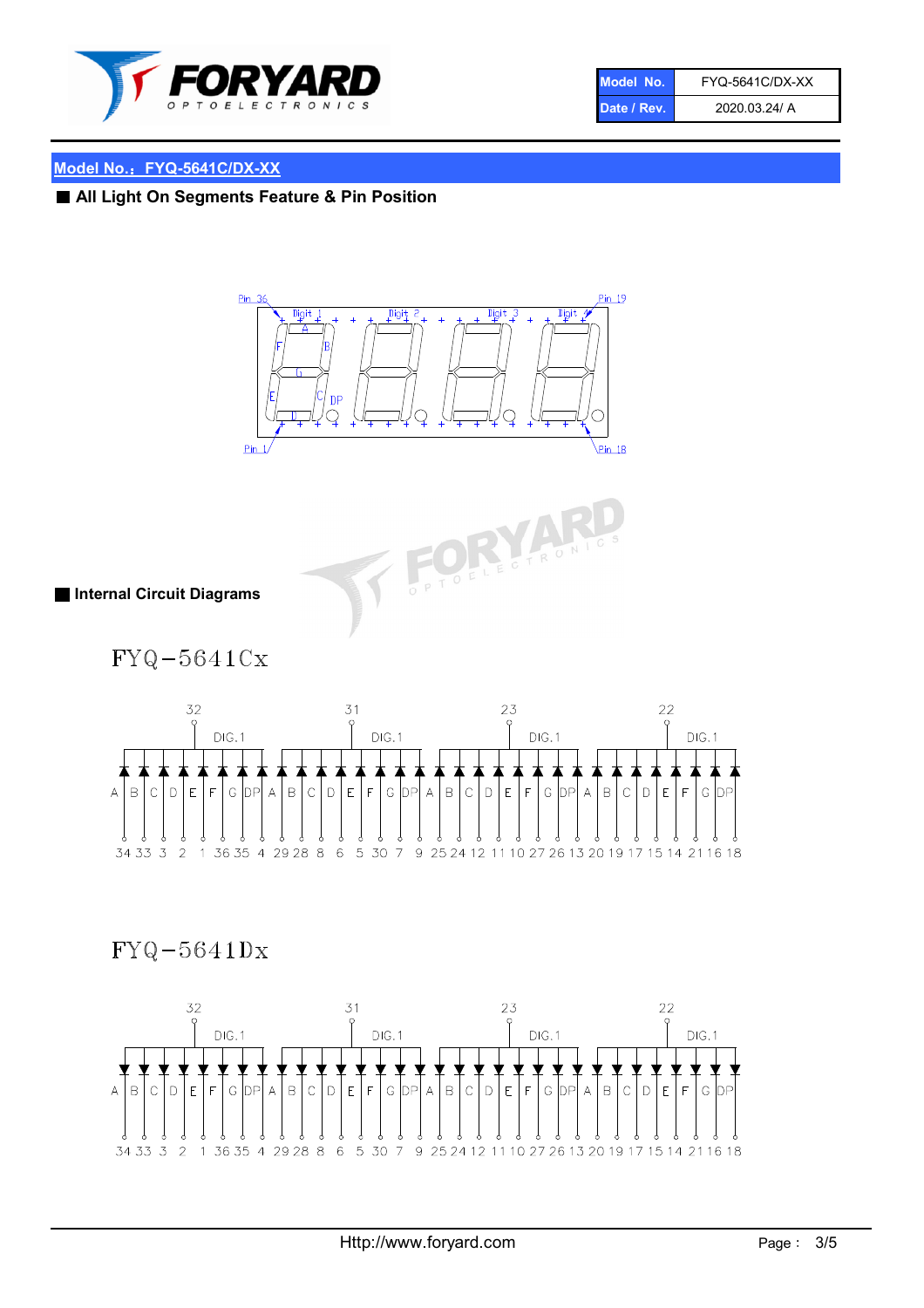## Model No.：FYQ-5641C/DX-XX

■ **All Light On Segments Feature & Pin Position**

Pin 36 · Digit 1 · Digit 2 · Digit 3 · Digit 4 · Pin 19

A · B · C · D · E · F · G · DP

Pin 1 · Pin 18

■ **Internal Circuit Diagrams**

FYQ−5641Cx

| 32 | | | | | | | | 31 | | | | | | | | 23 | | | | | | | | 22 | | | | | | | |
|---|---|---|---|---|---|---|---|---|---|---|---|---|---|---|---|---|---|---|---|---|---|---|---|---|---|---|---|---|---|---|---|
| DIG.1 | | | | | | | | DIG.1 | | | | | | | | DIG.1 | | | | | | | | DIG.1 | | | | | | | |
| A | B | C | D | E | F | G | DP | A | B | C | D | E | F | G | DP | A | B | C | D | E | F | G | DP | A | B | C | D | E | F | G | DP |
| 34 | 33 | 3 | 2 | 1 | 36 | 35 | 4 | 29 | 28 | 8 | 6 | 5 | 30 | 7 | 9 | 25 | 24 | 12 | 11 | 10 | 27 | 26 | 13 | 20 | 19 | 17 | 15 | 14 | 21 | 16 | 18 |

FYQ−5641Dx

| 32 | | | | | | | | 31 | | | | | | | | 23 | | | | | | | | 22 | | | | | | | |
|---|---|---|---|---|---|---|---|---|---|---|---|---|---|---|---|---|---|---|---|---|---|---|---|---|---|---|---|---|---|---|---|
| DIG.1 | | | | | | | | DIG.1 | | | | | | | | DIG.1 | | | | | | | | DIG.1 | | | | | | | |
| A | B | C | D | E | F | G | DP | A | B | C | D | E | F | G | DP | A | B | C | D | E | F | G | DP | A | B | C | D | E | F | G | DP |
| 34 | 33 | 3 | 2 | 1 | 36 | 35 | 4 | 29 | 28 | 8 | 6 | 5 | 30 | 7 | 9 | 25 | 24 | 12 | 11 | 10 | 27 | 26 | 13 | 20 | 19 | 17 | 15 | 14 | 21 | 16 | 18 |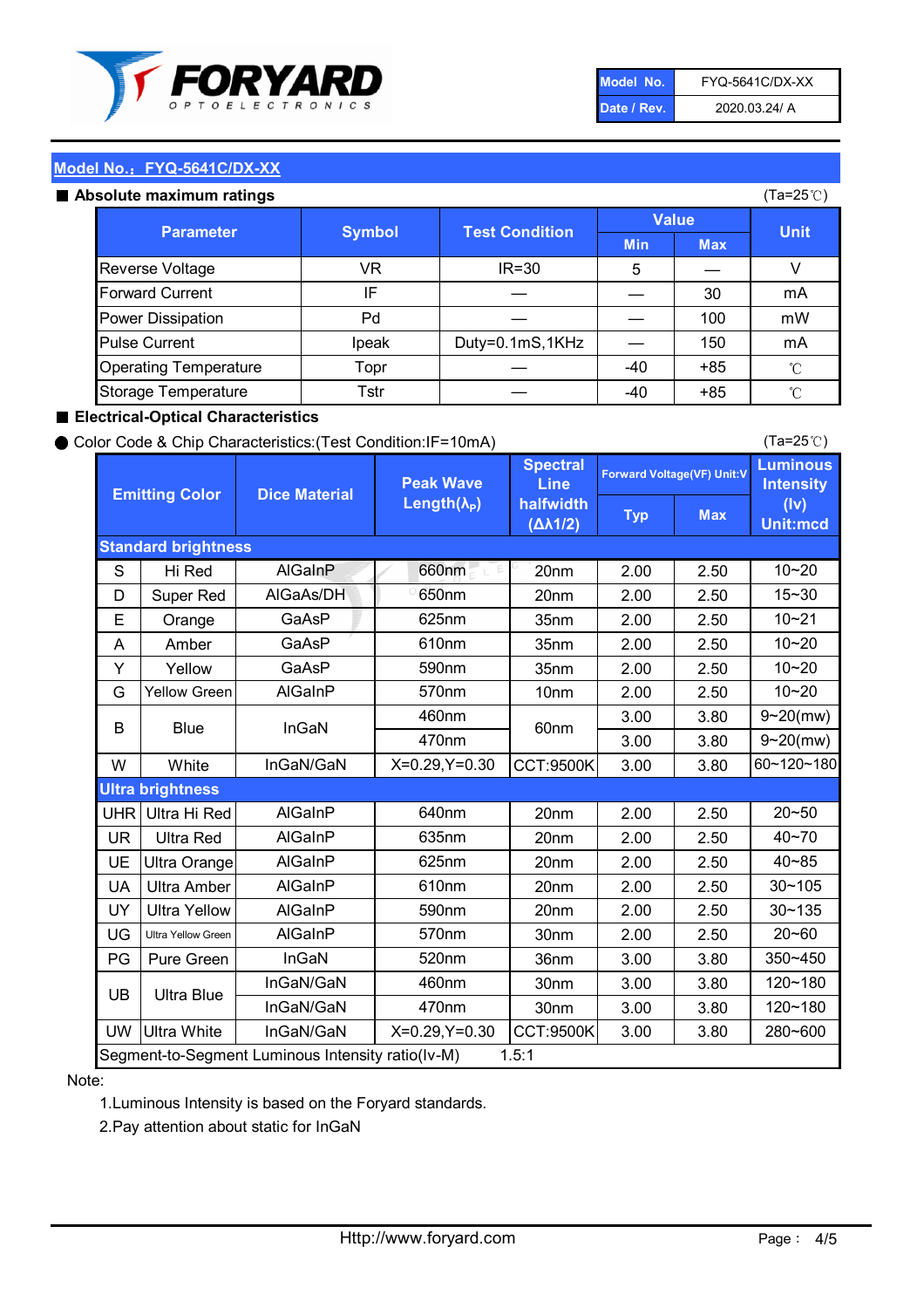| Model No. | FYQ-5641C/DX-XX |
|---|---|
| Date / Rev. | 2020.03.24/ A |

## Model No.：FYQ-5641C/DX-XX

### ■ Absolute maximum ratings

(Ta=25℃)

| Parameter | Symbol | Test Condition | Value | | Unit |
|---|---|---|---|---|---|
| | | | Min | Max | |
| Reverse Voltage | VR | IR=30 | 5 | — | V |
| Forward Current | IF | — | — | 30 | mA |
| Power Dissipation | Pd | — | — | 100 | mW |
| Pulse Current | Ipeak | Duty=0.1mS,1KHz | — | 150 | mA |
| Operating Temperature | Topr | — | -40 | +85 | ℃ |
| Storage Temperature | Tstr | — | -40 | +85 | ℃ |

### ■ Electrical-Optical Characteristics

● Color Code & Chip Characteristics:(Test Condition:IF=10mA)

(Ta=25℃)

| Emitting Color | | Dice Material | Peak Wave Length($\lambda_P$) | Spectral Line halfwidth ($\Delta\lambda 1/2$) | Forward Voltage(VF) Unit:V | | Luminous Intensity (Iv) Unit:mcd |
|---|---|---|---|---|---|---|---|
| | | | | | Typ | Max | |
| **Standard brightness** | | | | | | | |
| S | Hi Red | AlGaInP | 660nm | 20nm | 2.00 | 2.50 | 10~20 |
| D | Super Red | AlGaAs/DH | 650nm | 20nm | 2.00 | 2.50 | 15~30 |
| E | Orange | GaAsP | 625nm | 35nm | 2.00 | 2.50 | 10~21 |
| A | Amber | GaAsP | 610nm | 35nm | 2.00 | 2.50 | 10~20 |
| Y | Yellow | GaAsP | 590nm | 35nm | 2.00 | 2.50 | 10~20 |
| G | Yellow Green | AlGaInP | 570nm | 10nm | 2.00 | 2.50 | 10~20 |
| B | Blue | InGaN | 460nm | 60nm | 3.00 | 3.80 | 9~20(mw) |
| | | | 470nm | | 3.00 | 3.80 | 9~20(mw) |
| W | White | InGaN/GaN | X=0.29,Y=0.30 | CCT:9500K | 3.00 | 3.80 | 60~120~180 |
| **Ultra brightness** | | | | | | | |
| UHR | Ultra Hi Red | AlGaInP | 640nm | 20nm | 2.00 | 2.50 | 20~50 |
| UR | Ultra Red | AlGaInP | 635nm | 20nm | 2.00 | 2.50 | 40~70 |
| UE | Ultra Orange | AlGaInP | 625nm | 20nm | 2.00 | 2.50 | 40~85 |
| UA | Ultra Amber | AlGaInP | 610nm | 20nm | 2.00 | 2.50 | 30~105 |
| UY | Ultra Yellow | AlGaInP | 590nm | 20nm | 2.00 | 2.50 | 30~135 |
| UG | Ultra Yellow Green | AlGaInP | 570nm | 30nm | 2.00 | 2.50 | 20~60 |
| PG | Pure Green | InGaN | 520nm | 36nm | 3.00 | 3.80 | 350~450 |
| UB | Ultra Blue | InGaN/GaN | 460nm | 30nm | 3.00 | 3.80 | 120~180 |
| | | InGaN/GaN | 470nm | 30nm | 3.00 | 3.80 | 120~180 |
| UW | Ultra White | InGaN/GaN | X=0.29,Y=0.30 | CCT:9500K | 3.00 | 3.80 | 280~600 |
| Segment-to-Segment Luminous Intensity ratio(Iv-M) | | | | 1.5:1 | | | |

Note:

1.Luminous Intensity is based on the Foryard standards.

2.Pay attention about static for InGaN

Http://www.foryard.com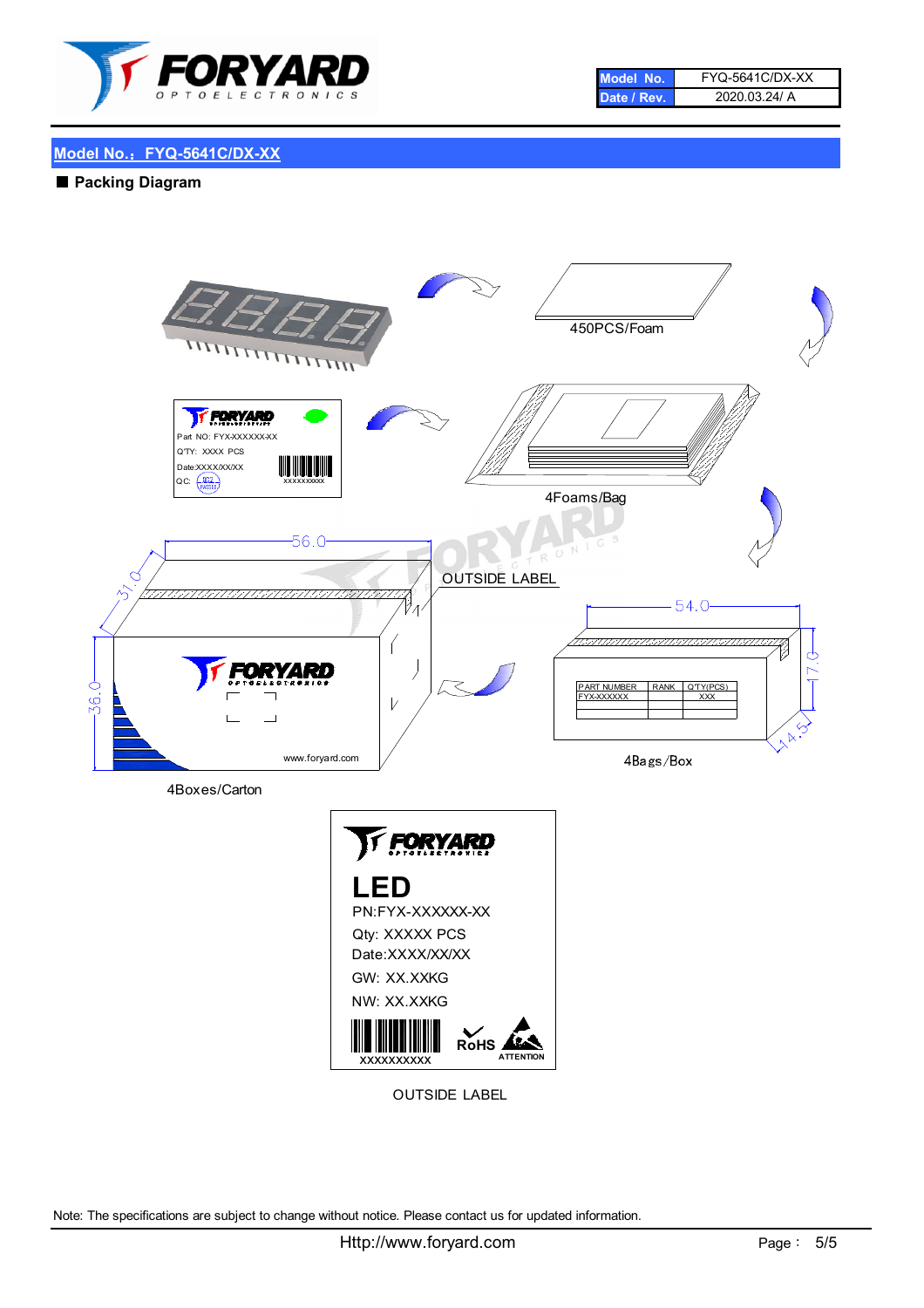| Model No. | FYQ-5641C/DX-XX |
|---|---|
| Date / Rev. | 2020.03.24/ A |

## Model No.：FYQ-5641C/DX-XX

■ **Packing Diagram**

450PCS/Foam

Part NO: FYX-XXXXXX-XX
Q'TY: XXXX PCS
Date:XXXX/XX/XX
QC:
XXXXXXXXX

4Foams/Bag

56.0
31.0
36.0

OUTSIDE LABEL

www.foryard.com

4Boxes/Carton

54.0
17.0
14.5

| PART NUMBER | RANK | Q'TY(PCS) |
|---|---|---|
| FYX-XXXXXX | | XXX |
| | | |
| | | |

4Bags/Box

LED
PN:FYX-XXXXXX-XX
Qty: XXXXX PCS
Date:XXXX/XX/XX
GW: XX.XXKG
NW: XX.XXKG
XXXXXXXXXX
RoHS
ATTENTION

OUTSIDE LABEL

Note: The specifications are subject to change without notice. Please contact us for updated information.

Http://www.foryard.com